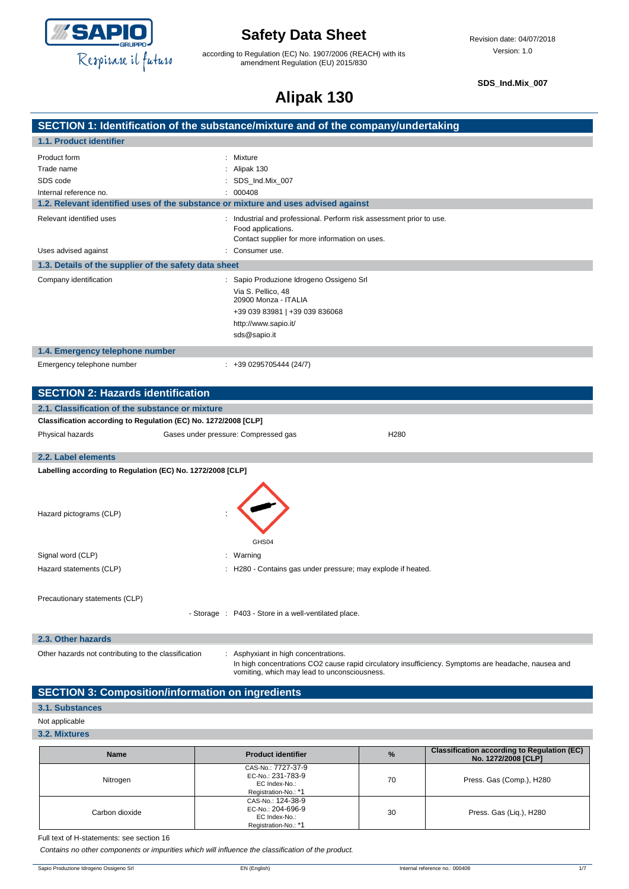# Safety Data Sheet

according to Regulation (EC) No. 1907/2006 (REACH) with its amendment Regulation (EU) 2015/830

Revision date: 04/07/2018
Version: 1.0

**SDS_Ind.Mix_007**

# Alipak 130

## SECTION 1: Identification of the substance/mixture and of the company/undertaking

### 1.1. Product identifier

| | | |
|---|---|---|
| Product form | : | Mixture |
| Trade name | : | Alipak 130 |
| SDS code | : | SDS_Ind.Mix_007 |
| Internal reference no. | : | 000408 |

### 1.2. Relevant identified uses of the substance or mixture and uses advised against

| | | |
|---|---|---|
| Relevant identified uses | : | Industrial and professional. Perform risk assessment prior to use. Food applications. Contact supplier for more information on uses. |
| Uses advised against | : | Consumer use. |

### 1.3. Details of the supplier of the safety data sheet

Company identification : Sapio Produzione Idrogeno Ossigeno Srl
Via S. Pellico, 48
20900 Monza - ITALIA
+39 039 83981 | +39 039 836068
http://www.sapio.it/
sds@sapio.it

### 1.4. Emergency telephone number

Emergency telephone number : +39 0295705444 (24/7)

## SECTION 2: Hazards identification

### 2.1. Classification of the substance or mixture

**Classification according to Regulation (EC) No. 1272/2008 [CLP]**

| | | |
|---|---|---|
| Physical hazards | Gases under pressure: Compressed gas | H280 |

### 2.2. Label elements

**Labelling according to Regulation (EC) No. 1272/2008 [CLP]**

Hazard pictograms (CLP) :

GHS04

| | | |
|---|---|---|
| Signal word (CLP) | : | Warning |
| Hazard statements (CLP) | : | H280 - Contains gas under pressure; may explode if heated. |

Precautionary statements (CLP)

- Storage : P403 - Store in a well-ventilated place.

### 2.3. Other hazards

Other hazards not contributing to the classification : Asphyxiant in high concentrations.
In high concentrations $CO_2$ cause rapid circulatory insufficiency. Symptoms are headache, nausea and vomiting, which may lead to unconsciousness.

## SECTION 3: Composition/information on ingredients

### 3.1. Substances

Not applicable

### 3.2. Mixtures

| Name | Product identifier | % | Classification according to Regulation (EC) No. 1272/2008 [CLP] |
|---|---|---|---|
| Nitrogen | CAS-No.: 7727-37-9<br>EC-No.: 231-783-9<br>EC Index-No.:<br>Registration-No.: *1 | 70 | Press. Gas (Comp.), H280 |
| Carbon dioxide | CAS-No.: 124-38-9<br>EC-No.: 204-696-9<br>EC Index-No.:<br>Registration-No.: *1 | 30 | Press. Gas (Liq.), H280 |

Full text of H-statements: see section 16

*Contains no other components or impurities which will influence the classification of the product.*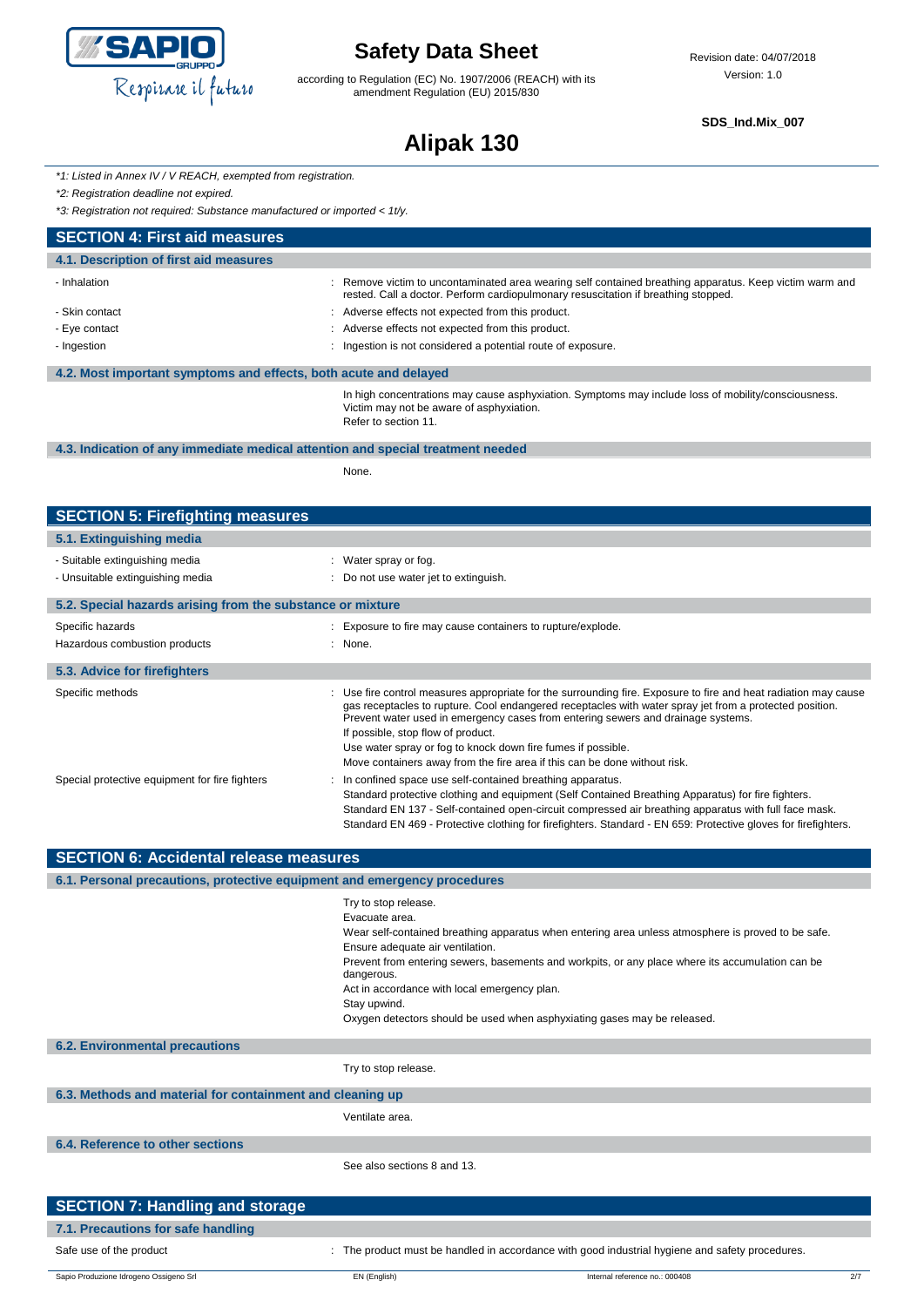*1: Listed in Annex IV / V REACH, exempted from registration.

*2: Registration deadline not expired.

*3: Registration not required: Substance manufactured or imported < 1t/y.

## SECTION 4: First aid measures

### 4.1. Description of first aid measures

| | |
|---|---|
| - Inhalation | : Remove victim to uncontaminated area wearing self contained breathing apparatus. Keep victim warm and rested. Call a doctor. Perform cardiopulmonary resuscitation if breathing stopped. |
| - Skin contact | : Adverse effects not expected from this product. |
| - Eye contact | : Adverse effects not expected from this product. |
| - Ingestion | : Ingestion is not considered a potential route of exposure. |

### 4.2. Most important symptoms and effects, both acute and delayed

In high concentrations may cause asphyxiation. Symptoms may include loss of mobility/consciousness. Victim may not be aware of asphyxiation.
Refer to section 11.

### 4.3. Indication of any immediate medical attention and special treatment needed

None.

## SECTION 5: Firefighting measures

### 5.1. Extinguishing media

| | |
|---|---|
| - Suitable extinguishing media | : Water spray or fog. |
| - Unsuitable extinguishing media | : Do not use water jet to extinguish. |

### 5.2. Special hazards arising from the substance or mixture

| | |
|---|---|
| Specific hazards | : Exposure to fire may cause containers to rupture/explode. |
| Hazardous combustion products | : None. |

### 5.3. Advice for firefighters

| | |
|---|---|
| Specific methods | : Use fire control measures appropriate for the surrounding fire. Exposure to fire and heat radiation may cause gas receptacles to rupture. Cool endangered receptacles with water spray jet from a protected position. Prevent water used in emergency cases from entering sewers and drainage systems.<br>If possible, stop flow of product.<br>Use water spray or fog to knock down fire fumes if possible.<br>Move containers away from the fire area if this can be done without risk. |
| Special protective equipment for fire fighters | : In confined space use self-contained breathing apparatus.<br>Standard protective clothing and equipment (Self Contained Breathing Apparatus) for fire fighters.<br>Standard EN 137 - Self-contained open-circuit compressed air breathing apparatus with full face mask.<br>Standard EN 469 - Protective clothing for firefighters. Standard - EN 659: Protective gloves for firefighters. |

## SECTION 6: Accidental release measures

### 6.1. Personal precautions, protective equipment and emergency procedures

Try to stop release.
Evacuate area.
Wear self-contained breathing apparatus when entering area unless atmosphere is proved to be safe.
Ensure adequate air ventilation.
Prevent from entering sewers, basements and workpits, or any place where its accumulation can be dangerous.
Act in accordance with local emergency plan.
Stay upwind.
Oxygen detectors should be used when asphyxiating gases may be released.

### 6.2. Environmental precautions

Try to stop release.

### 6.3. Methods and material for containment and cleaning up

Ventilate area.

### 6.4. Reference to other sections

See also sections 8 and 13.

## SECTION 7: Handling and storage

### 7.1. Precautions for safe handling

| | |
|---|---|
| Safe use of the product | : The product must be handled in accordance with good industrial hygiene and safety procedures. |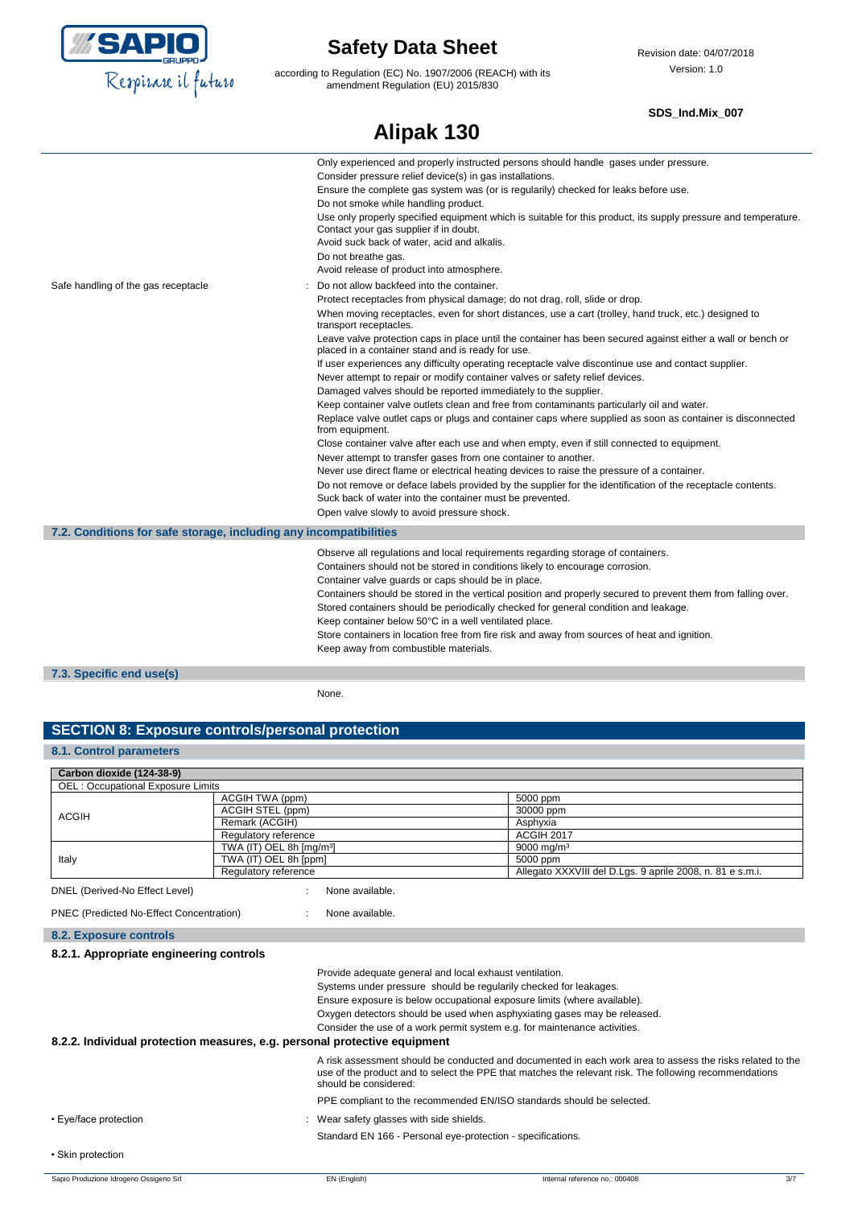Only experienced and properly instructed persons should handle gases under pressure.
Consider pressure relief device(s) in gas installations.
Ensure the complete gas system was (or is regularily) checked for leaks before use.
Do not smoke while handling product.
Use only properly specified equipment which is suitable for this product, its supply pressure and temperature. Contact your gas supplier if in doubt.
Avoid suck back of water, acid and alkalis.
Do not breathe gas.
Avoid release of product into atmosphere.

Safe handling of the gas receptacle : Do not allow backfeed into the container.
Protect receptacles from physical damage; do not drag, roll, slide or drop.
When moving receptacles, even for short distances, use a cart (trolley, hand truck, etc.) designed to transport receptacles.
Leave valve protection caps in place until the container has been secured against either a wall or bench or placed in a container stand and is ready for use.
If user experiences any difficulty operating receptacle valve discontinue use and contact supplier.
Never attempt to repair or modify container valves or safety relief devices.
Damaged valves should be reported immediately to the supplier.
Keep container valve outlets clean and free from contaminants particularly oil and water.
Replace valve outlet caps or plugs and container caps where supplied as soon as container is disconnected from equipment.
Close container valve after each use and when empty, even if still connected to equipment.
Never attempt to transfer gases from one container to another.
Never use direct flame or electrical heating devices to raise the pressure of a container.
Do not remove or deface labels provided by the supplier for the identification of the receptacle contents.
Suck back of water into the container must be prevented.
Open valve slowly to avoid pressure shock.

### 7.2. Conditions for safe storage, including any incompatibilities

Observe all regulations and local requirements regarding storage of containers.
Containers should not be stored in conditions likely to encourage corrosion.
Container valve guards or caps should be in place.
Containers should be stored in the vertical position and properly secured to prevent them from falling over.
Stored containers should be periodically checked for general condition and leakage.
Keep container below 50°C in a well ventilated place.
Store containers in location free from fire risk and away from sources of heat and ignition.
Keep away from combustible materials.

### 7.3. Specific end use(s)

None.

## SECTION 8: Exposure controls/personal protection

### 8.1. Control parameters

| Carbon dioxide (124-38-9) | | |
|---|---|---|
| OEL : Occupational Exposure Limits | | |
| ACGIH | ACGIH TWA (ppm) | 5000 ppm |
| | ACGIH STEL (ppm) | 30000 ppm |
| | Remark (ACGIH) | Asphyxia |
| | Regulatory reference | ACGIH 2017 |
| Italy | TWA (IT) OEL 8h [mg/m³] | 9000 mg/m³ |
| | TWA (IT) OEL 8h [ppm] | 5000 ppm |
| | Regulatory reference | Allegato XXXVIII del D.Lgs. 9 aprile 2008, n. 81 e s.m.i. |

DNEL (Derived-No Effect Level) : None available.

PNEC (Predicted No-Effect Concentration) : None available.

### 8.2. Exposure controls

#### 8.2.1. Appropriate engineering controls

Provide adequate general and local exhaust ventilation.
Systems under pressure should be regularily checked for leakages.
Ensure exposure is below occupational exposure limits (where available).
Oxygen detectors should be used when asphyxiating gases may be released.
Consider the use of a work permit system e.g. for maintenance activities.

#### 8.2.2. Individual protection measures, e.g. personal protective equipment

A risk assessment should be conducted and documented in each work area to assess the risks related to the use of the product and to select the PPE that matches the relevant risk. The following recommendations should be considered:

PPE compliant to the recommended EN/ISO standards should be selected.

• Eye/face protection : Wear safety glasses with side shields.
Standard EN 166 - Personal eye-protection - specifications.

• Skin protection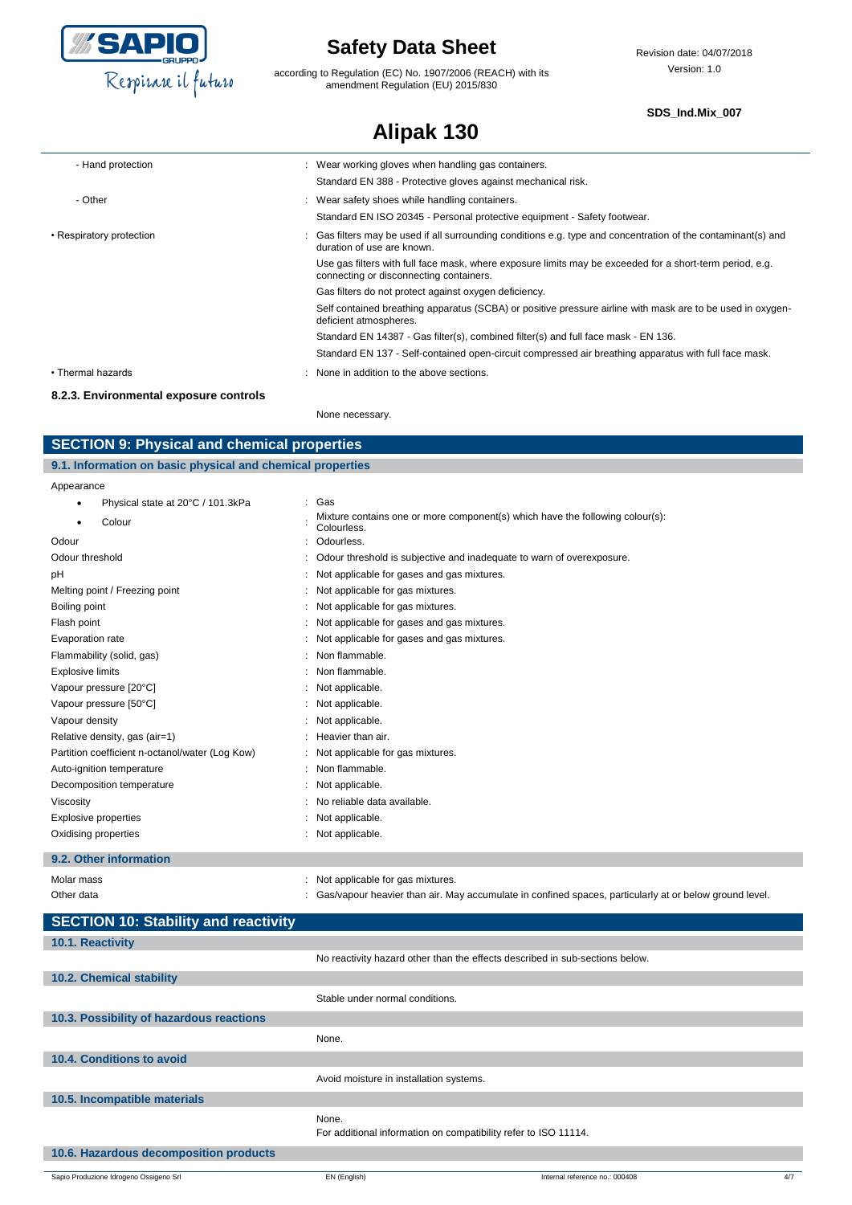| | | |
|---|---|---|
| - Hand protection | : | Wear working gloves when handling gas containers. |
| | | Standard EN 388 - Protective gloves against mechanical risk. |
| - Other | : | Wear safety shoes while handling containers. |
| | | Standard EN ISO 20345 - Personal protective equipment - Safety footwear. |
| • Respiratory protection | : | Gas filters may be used if all surrounding conditions e.g. type and concentration of the contaminant(s) and duration of use are known. |
| | | Use gas filters with full face mask, where exposure limits may be exceeded for a short-term period, e.g. connecting or disconnecting containers. |
| | | Gas filters do not protect against oxygen deficiency. |
| | | Self contained breathing apparatus (SCBA) or positive pressure airline with mask are to be used in oxygen-deficient atmospheres. |
| | | Standard EN 14387 - Gas filter(s), combined filter(s) and full face mask - EN 136. |
| | | Standard EN 137 - Self-contained open-circuit compressed air breathing apparatus with full face mask. |
| • Thermal hazards | : | None in addition to the above sections. |

#### 8.2.3. Environmental exposure controls

None necessary.

## SECTION 9: Physical and chemical properties

### 9.1. Information on basic physical and chemical properties

| | | |
|---|---|---|
| Appearance | | |
| • Physical state at 20°C / 101.3kPa | : | Gas |
| • Colour | : | Mixture contains one or more component(s) which have the following colour(s): Colourless. |
| Odour | : | Odourless. |
| Odour threshold | : | Odour threshold is subjective and inadequate to warn of overexposure. |
| pH | : | Not applicable for gases and gas mixtures. |
| Melting point / Freezing point | : | Not applicable for gas mixtures. |
| Boiling point | : | Not applicable for gas mixtures. |
| Flash point | : | Not applicable for gases and gas mixtures. |
| Evaporation rate | : | Not applicable for gases and gas mixtures. |
| Flammability (solid, gas) | : | Non flammable. |
| Explosive limits | : | Non flammable. |
| Vapour pressure [20°C] | : | Not applicable. |
| Vapour pressure [50°C] | : | Not applicable. |
| Vapour density | : | Not applicable. |
| Relative density, gas (air=1) | : | Heavier than air. |
| Partition coefficient n-octanol/water (Log Kow) | : | Not applicable for gas mixtures. |
| Auto-ignition temperature | : | Non flammable. |
| Decomposition temperature | : | Not applicable. |
| Viscosity | : | No reliable data available. |
| Explosive properties | : | Not applicable. |
| Oxidising properties | : | Not applicable. |

### 9.2. Other information

| | | |
|---|---|---|
| Molar mass | : | Not applicable for gas mixtures. |
| Other data | : | Gas/vapour heavier than air. May accumulate in confined spaces, particularly at or below ground level. |

## SECTION 10: Stability and reactivity

### 10.1. Reactivity

No reactivity hazard other than the effects described in sub-sections below.

### 10.2. Chemical stability

Stable under normal conditions.

### 10.3. Possibility of hazardous reactions

None.

### 10.4. Conditions to avoid

Avoid moisture in installation systems.

### 10.5. Incompatible materials

None.
For additional information on compatibility refer to ISO 11114.

### 10.6. Hazardous decomposition products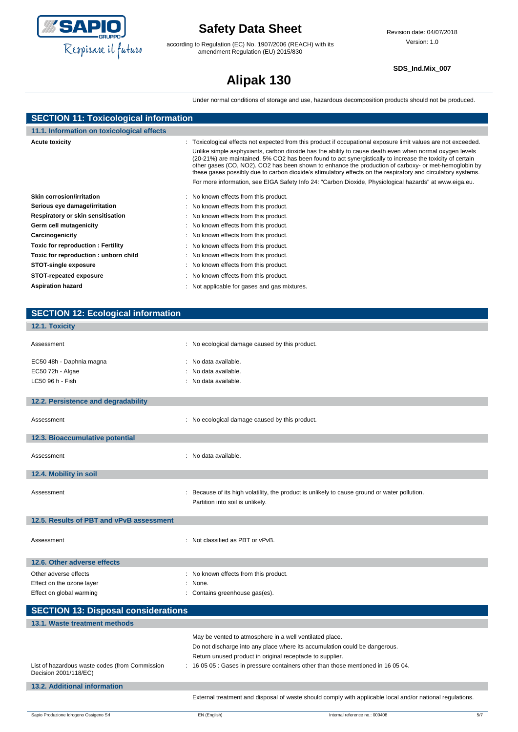Under normal conditions of storage and use, hazardous decomposition products should not be produced.

## SECTION 11: Toxicological information

### 11.1. Information on toxicological effects

| | |
|---|---|
| **Acute toxicity** | : Toxicological effects not expected from this product if occupational exposure limit values are not exceeded. Unlike simple asphyxiants, carbon dioxide has the ability to cause death even when normal oxygen levels (20-21%) are maintained. 5% $CO_2$ has been found to act synergistically to increase the toxicity of certain other gases (CO, $NO_2$). $CO_2$ has been shown to enhance the production of carboxy- or met-hemoglobin by these gases possibly due to carbon dioxide's stimulatory effects on the respiratory and circulatory systems. For more information, see EIGA Safety Info 24: "Carbon Dioxide, Physiological hazards" at www.eiga.eu. |
| **Skin corrosion/irritation** | : No known effects from this product. |
| **Serious eye damage/irritation** | : No known effects from this product. |
| **Respiratory or skin sensitisation** | : No known effects from this product. |
| **Germ cell mutagenicity** | : No known effects from this product. |
| **Carcinogenicity** | : No known effects from this product. |
| **Toxic for reproduction : Fertility** | : No known effects from this product. |
| **Toxic for reproduction : unborn child** | : No known effects from this product. |
| **STOT-single exposure** | : No known effects from this product. |
| **STOT-repeated exposure** | : No known effects from this product. |
| **Aspiration hazard** | : Not applicable for gases and gas mixtures. |

## SECTION 12: Ecological information

### 12.1. Toxicity

| | |
|---|---|
| Assessment | : No ecological damage caused by this product. |
| EC50 48h - Daphnia magna | : No data available. |
| EC50 72h - Algae | : No data available. |
| LC50 96 h - Fish | : No data available. |

### 12.2. Persistence and degradability

| | |
|---|---|
| Assessment | : No ecological damage caused by this product. |

### 12.3. Bioaccumulative potential

| | |
|---|---|
| Assessment | : No data available. |

### 12.4. Mobility in soil

| | |
|---|---|
| Assessment | : Because of its high volatility, the product is unlikely to cause ground or water pollution. Partition into soil is unlikely. |

### 12.5. Results of PBT and vPvB assessment

| | |
|---|---|
| Assessment | : Not classified as PBT or vPvB. |

### 12.6. Other adverse effects

| | |
|---|---|
| Other adverse effects | : No known effects from this product. |
| Effect on the ozone layer | : None. |
| Effect on global warming | : Contains greenhouse gas(es). |

## SECTION 13: Disposal considerations

### 13.1. Waste treatment methods

May be vented to atmosphere in a well ventilated place.

Do not discharge into any place where its accumulation could be dangerous.

Return unused product in original receptacle to supplier.

| | |
|---|---|
| List of hazardous waste codes (from Commission Decision 2001/118/EC) | : 16 05 05 : Gases in pressure containers other than those mentioned in 16 05 04. |

### 13.2. Additional information

External treatment and disposal of waste should comply with applicable local and/or national regulations.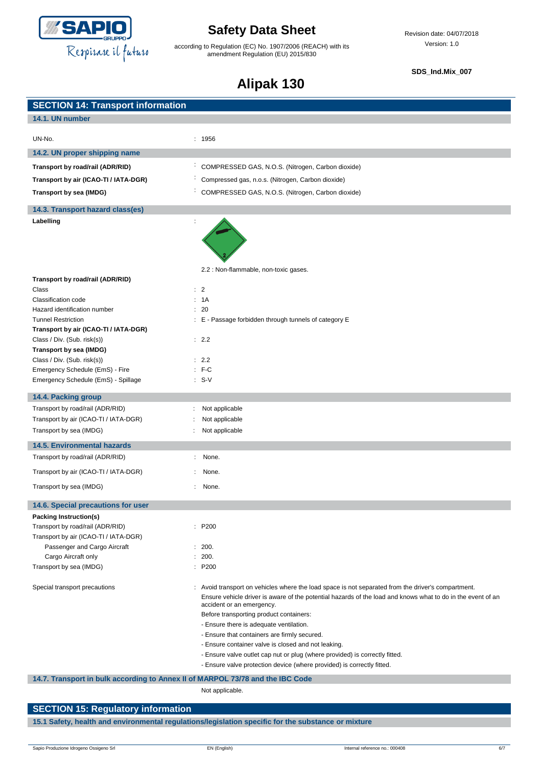## SECTION 14: Transport information

### 14.1. UN number

| | |
|---|---|
| UN-No. | : 1956 |

### 14.2. UN proper shipping name

| | |
|---|---|
| **Transport by road/rail (ADR/RID)** | : COMPRESSED GAS, N.O.S. (Nitrogen, Carbon dioxide) |
| **Transport by air (ICAO-TI / IATA-DGR)** | : Compressed gas, n.o.s. (Nitrogen, Carbon dioxide) |
| **Transport by sea (IMDG)** | : COMPRESSED GAS, N.O.S. (Nitrogen, Carbon dioxide) |

### 14.3. Transport hazard class(es)

**Labelling** :

2.2 : Non-flammable, non-toxic gases.

| | |
|---|---|
| **Transport by road/rail (ADR/RID)** | |
| Class | : 2 |
| Classification code | : 1A |
| Hazard identification number | : 20 |
| Tunnel Restriction | : E - Passage forbidden through tunnels of category E |
| **Transport by air (ICAO-TI / IATA-DGR)** | |
| Class / Div. (Sub. risk(s)) | : 2.2 |
| **Transport by sea (IMDG)** | |
| Class / Div. (Sub. risk(s)) | : 2.2 |
| Emergency Schedule (EmS) - Fire | : F-C |
| Emergency Schedule (EmS) - Spillage | : S-V |

### 14.4. Packing group

| | |
|---|---|
| Transport by road/rail (ADR/RID) | : Not applicable |
| Transport by air (ICAO-TI / IATA-DGR) | : Not applicable |
| Transport by sea (IMDG) | : Not applicable |

### 14.5. Environmental hazards

| | |
|---|---|
| Transport by road/rail (ADR/RID) | : None. |
| Transport by air (ICAO-TI / IATA-DGR) | : None. |
| Transport by sea (IMDG) | : None. |

### 14.6. Special precautions for user

| | |
|---|---|
| **Packing Instruction(s)** | |
| Transport by road/rail (ADR/RID) | : P200 |
| Transport by air (ICAO-TI / IATA-DGR) | |
| Passenger and Cargo Aircraft | : 200. |
| Cargo Aircraft only | : 200. |
| Transport by sea (IMDG) | : P200 |

Special transport precautions : Avoid transport on vehicles where the load space is not separated from the driver's compartment.
Ensure vehicle driver is aware of the potential hazards of the load and knows what to do in the event of an accident or an emergency.
Before transporting product containers:
- Ensure there is adequate ventilation.
- Ensure that containers are firmly secured.
- Ensure container valve is closed and not leaking.
- Ensure valve outlet cap nut or plug (where provided) is correctly fitted.
- Ensure valve protection device (where provided) is correctly fitted.

### 14.7. Transport in bulk according to Annex II of MARPOL 73/78 and the IBC Code

Not applicable.

## SECTION 15: Regulatory information

### 15.1 Safety, health and environmental regulations/legislation specific for the substance or mixture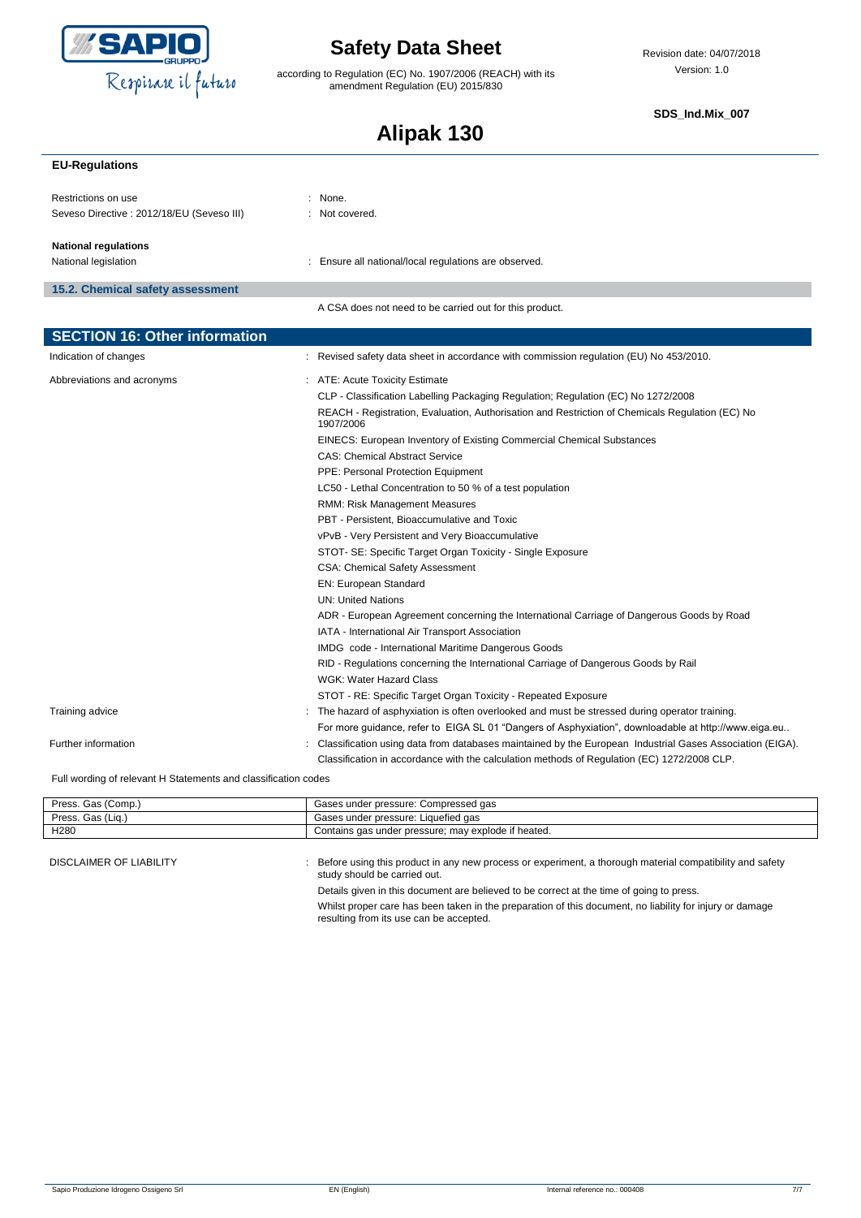#### EU-Regulations

| | |
|---|---|
| Restrictions on use | : None. |
| Seveso Directive : 2012/18/EU (Seveso III) | : Not covered. |

#### National regulations

| | |
|---|---|
| National legislation | : Ensure all national/local regulations are observed. |

### 15.2. Chemical safety assessment

A CSA does not need to be carried out for this product.

## SECTION 16: Other information

Indication of changes : Revised safety data sheet in accordance with commission regulation (EU) No 453/2010.

Abbreviations and acronyms :
- ATE: Acute Toxicity Estimate
- CLP - Classification Labelling Packaging Regulation; Regulation (EC) No 1272/2008
- REACH - Registration, Evaluation, Authorisation and Restriction of Chemicals Regulation (EC) No 1907/2006
- EINECS: European Inventory of Existing Commercial Chemical Substances
- CAS: Chemical Abstract Service
- PPE: Personal Protection Equipment
- LC50 - Lethal Concentration to 50 % of a test population
- RMM: Risk Management Measures
- PBT - Persistent, Bioaccumulative and Toxic
- vPvB - Very Persistent and Very Bioaccumulative
- STOT- SE: Specific Target Organ Toxicity - Single Exposure
- CSA: Chemical Safety Assessment
- EN: European Standard
- UN: United Nations
- ADR - European Agreement concerning the International Carriage of Dangerous Goods by Road
- IATA - International Air Transport Association
- IMDG code - International Maritime Dangerous Goods
- RID - Regulations concerning the International Carriage of Dangerous Goods by Rail
- WGK: Water Hazard Class
- STOT - RE: Specific Target Organ Toxicity - Repeated Exposure

Training advice : The hazard of asphyxiation is often overlooked and must be stressed during operator training.
For more guidance, refer to EIGA SL 01 "Dangers of Asphyxiation", downloadable at http://www.eiga.eu..

Further information : Classification using data from databases maintained by the European Industrial Gases Association (EIGA).
Classification in accordance with the calculation methods of Regulation (EC) 1272/2008 CLP.

Full wording of relevant H Statements and classification codes

| | |
|---|---|
| Press. Gas (Comp.) | Gases under pressure: Compressed gas |
| Press. Gas (Liq.) | Gases under pressure: Liquefied gas |
| H280 | Contains gas under pressure; may explode if heated. |

DISCLAIMER OF LIABILITY : Before using this product in any new process or experiment, a thorough material compatibility and safety study should be carried out.
Details given in this document are believed to be correct at the time of going to press.
Whilst proper care has been taken in the preparation of this document, no liability for injury or damage resulting from its use can be accepted.